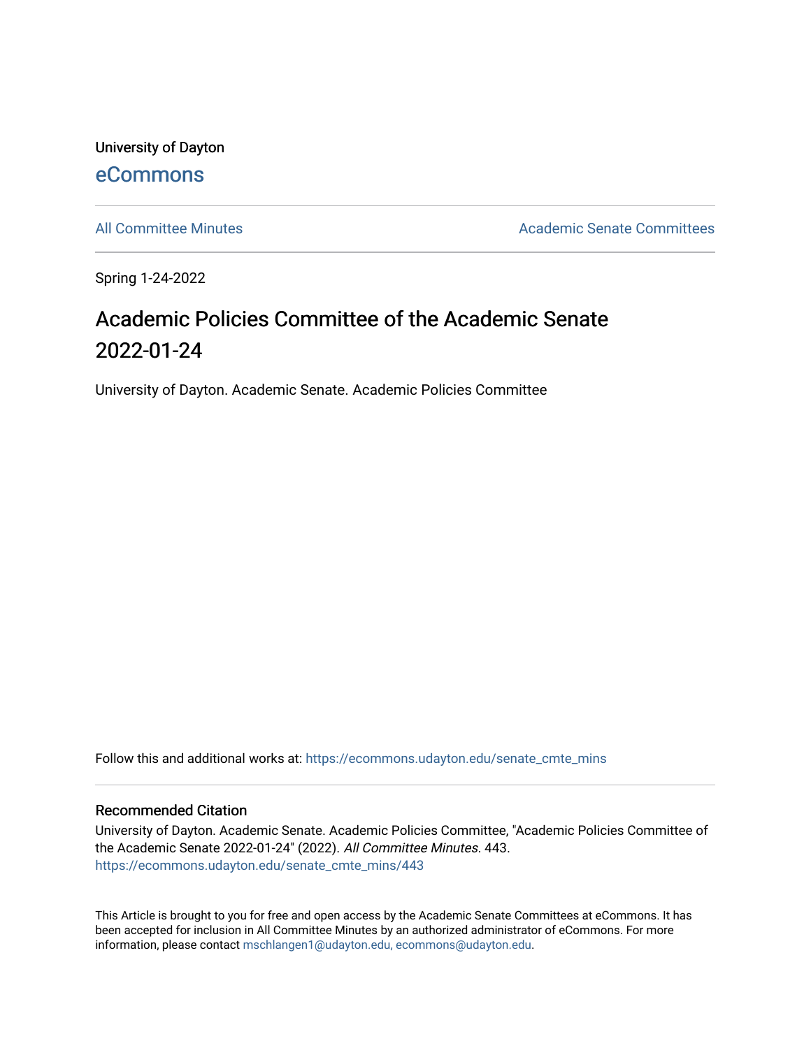University of Dayton

[eCommons](https://ecommons.udayton.edu/)

[All Committee Minutes](https://ecommons.udayton.edu/senate_cmte_mins) | [Academic Senate Committees](https://ecommons.udayton.edu/senate_cmte)

Spring 1-24-2022

# Academic Policies Committee of the Academic Senate 2022-01-24

University of Dayton. Academic Senate. Academic Policies Committee

Follow this and additional works at: https://ecommons.udayton.edu/senate_cmte_mins

## Recommended Citation

University of Dayton. Academic Senate. Academic Policies Committee, "Academic Policies Committee of the Academic Senate 2022-01-24" (2022). *All Committee Minutes*. 443.
https://ecommons.udayton.edu/senate_cmte_mins/443

This Article is brought to you for free and open access by the Academic Senate Committees at eCommons. It has been accepted for inclusion in All Committee Minutes by an authorized administrator of eCommons. For more information, please contact mschlangen1@udayton.edu, ecommons@udayton.edu.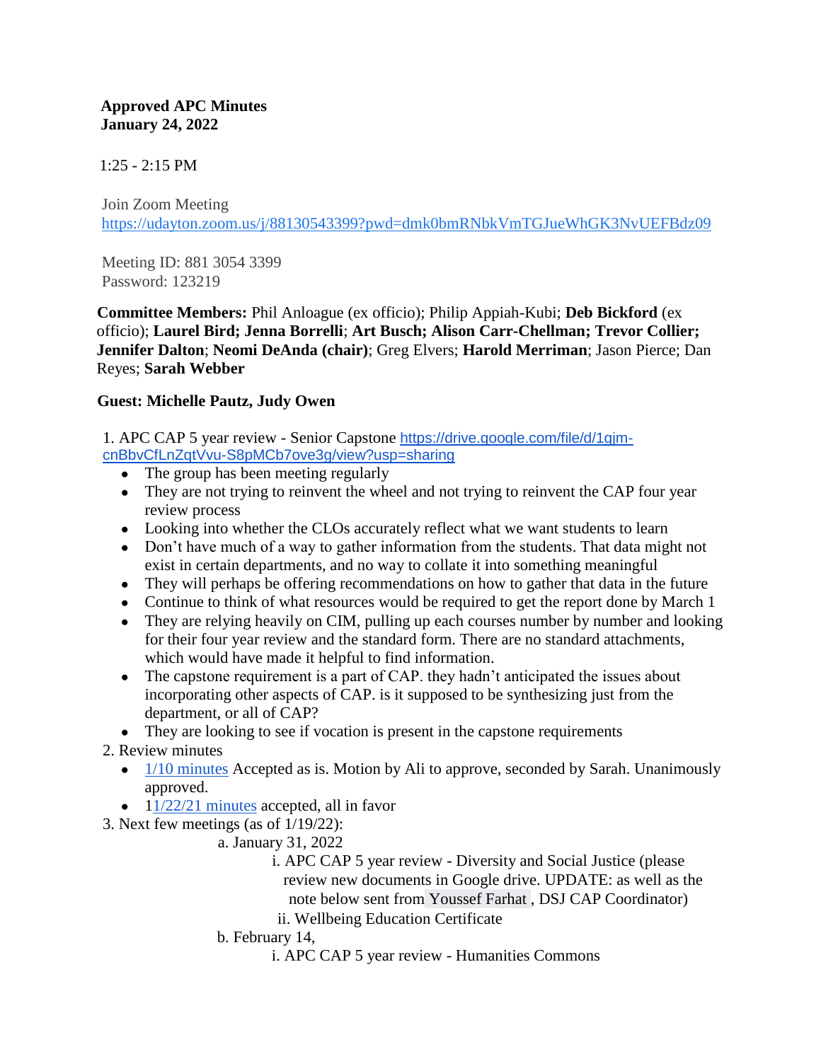**Approved APC Minutes**
**January 24, 2022**

1:25 - 2:15 PM

Join Zoom Meeting
https://udayton.zoom.us/j/88130543399?pwd=dmk0bmRNbkVmTGJueWhGK3NvUEFBdz09

Meeting ID: 881 3054 3399
Password: 123219

**Committee Members:** Phil Anloague (ex officio); Philip Appiah-Kubi; **Deb Bickford** (ex officio); **Laurel Bird; Jenna Borrelli**; **Art Busch; Alison Carr-Chellman; Trevor Collier; Jennifer Dalton**; **Neomi DeAnda (chair)**; Greg Elvers; **Harold Merriman**; Jason Pierce; Dan Reyes; **Sarah Webber**

**Guest: Michelle Pautz, Judy Owen**

1. APC CAP 5 year review - Senior Capstone https://drive.google.com/file/d/1gjm-cnBbvCfLnZqtVvu-S8pMCb7ove3g/view?usp=sharing
   - The group has been meeting regularly
   - They are not trying to reinvent the wheel and not trying to reinvent the CAP four year review process
   - Looking into whether the CLOs accurately reflect what we want students to learn
   - Don't have much of a way to gather information from the students. That data might not exist in certain departments, and no way to collate it into something meaningful
   - They will perhaps be offering recommendations on how to gather that data in the future
   - Continue to think of what resources would be required to get the report done by March 1
   - They are relying heavily on CIM, pulling up each courses number by number and looking for their four year review and the standard form. There are no standard attachments, which would have made it helpful to find information.
   - The capstone requirement is a part of CAP. they hadn't anticipated the issues about incorporating other aspects of CAP. is it supposed to be synthesizing just from the department, or all of CAP?
   - They are looking to see if vocation is present in the capstone requirements
2. Review minutes
   - 1/10 minutes Accepted as is. Motion by Ali to approve, seconded by Sarah. Unanimously approved.
   - 11/22/21 minutes accepted, all in favor
3. Next few meetings (as of 1/19/22):
   a. January 31, 2022
      i. APC CAP 5 year review - Diversity and Social Justice (please review new documents in Google drive. UPDATE: as well as the note below sent from Youssef Farhat , DSJ CAP Coordinator)
      ii. Wellbeing Education Certificate
   b. February 14,
      i. APC CAP 5 year review - Humanities Commons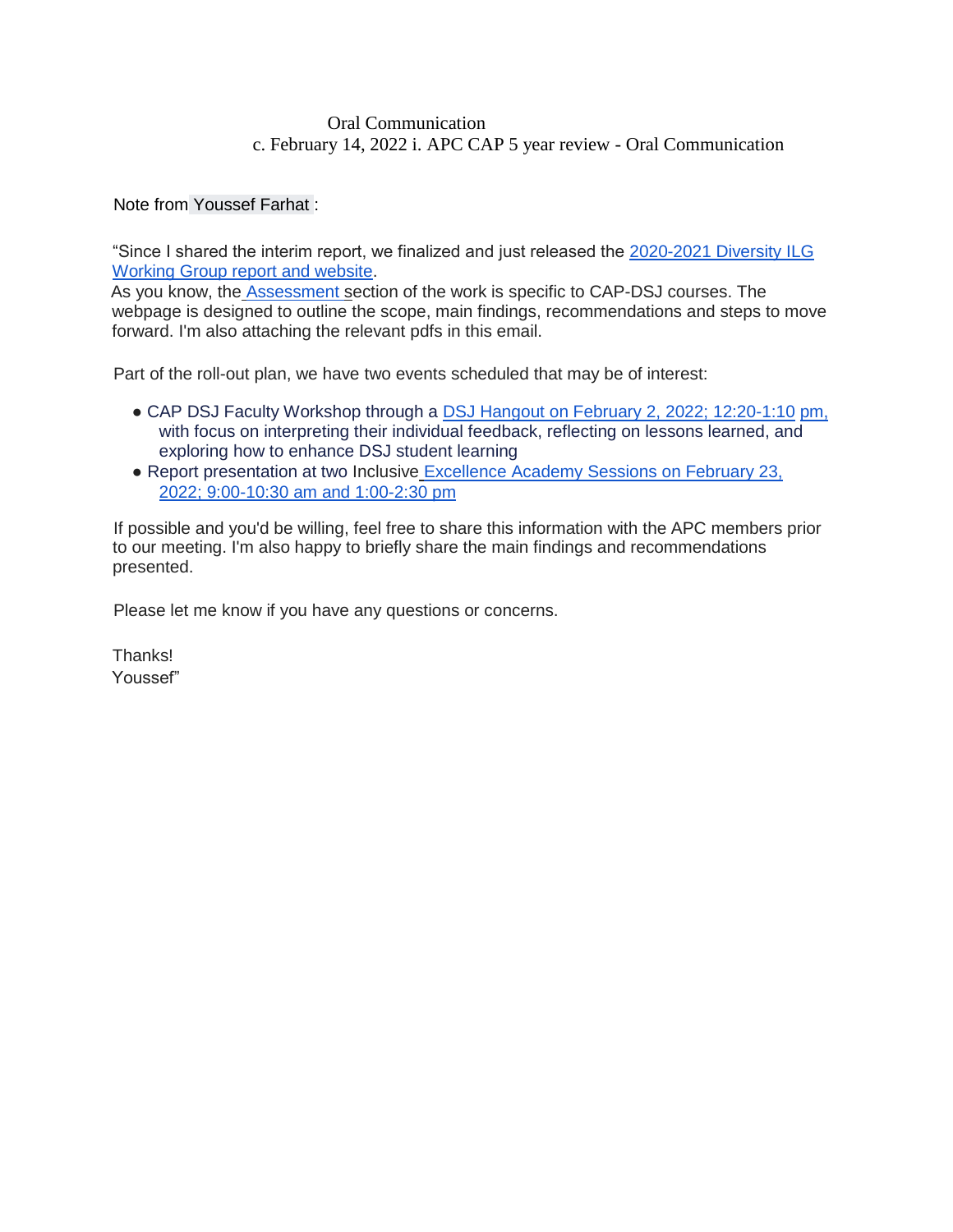Oral Communication

c. February 14, 2022 i. APC CAP 5 year review - Oral Communication

Note from Youssef Farhat :

"Since I shared the interim report, we finalized and just released the 2020-2021 Diversity ILG Working Group report and website.
As you know, the Assessment section of the work is specific to CAP-DSJ courses. The webpage is designed to outline the scope, main findings, recommendations and steps to move forward. I'm also attaching the relevant pdfs in this email.

Part of the roll-out plan, we have two events scheduled that may be of interest:

- CAP DSJ Faculty Workshop through a DSJ Hangout on February 2, 2022; 12:20-1:10 pm, with focus on interpreting their individual feedback, reflecting on lessons learned, and exploring how to enhance DSJ student learning
- Report presentation at two Inclusive Excellence Academy Sessions on February 23, 2022; 9:00-10:30 am and 1:00-2:30 pm

If possible and you'd be willing, feel free to share this information with the APC members prior to our meeting. I'm also happy to briefly share the main findings and recommendations presented.

Please let me know if you have any questions or concerns.

Thanks!
Youssef"